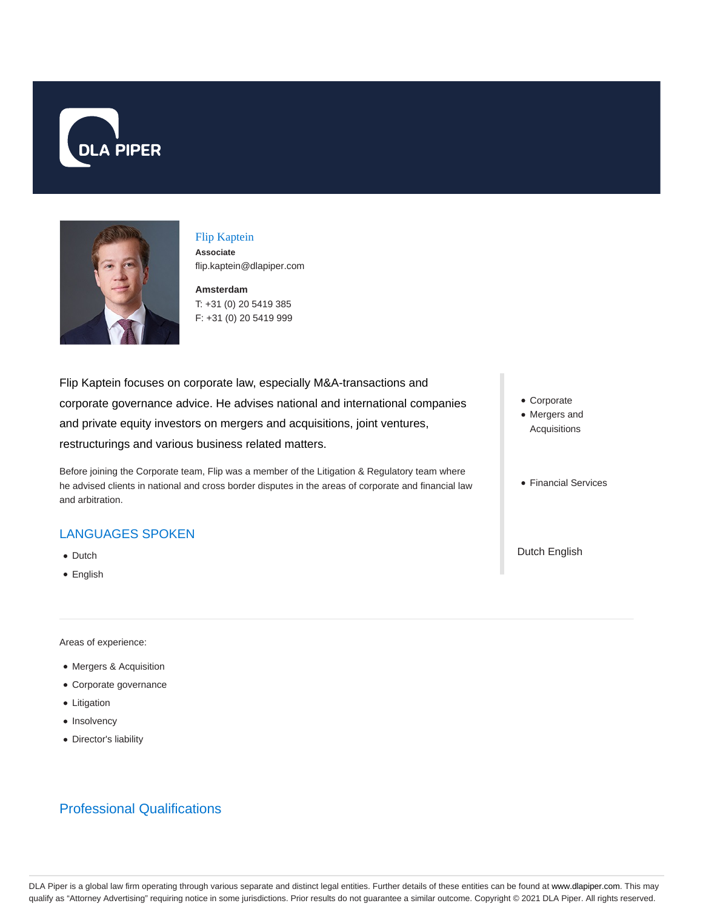# Flip Kaptein

**Associate**
flip.kaptein@dlapiper.com

**Amsterdam**
T: +31 (0) 20 5419 385
F: +31 (0) 20 5419 999

Flip Kaptein focuses on corporate law, especially M&A-transactions and corporate governance advice. He advises national and international companies and private equity investors on mergers and acquisitions, joint ventures, restructurings and various business related matters.

Before joining the Corporate team, Flip was a member of the Litigation & Regulatory team where he advised clients in national and cross border disputes in the areas of corporate and financial law and arbitration.

## LANGUAGES SPOKEN

- Dutch
- English

- Corporate
- Mergers and Acquisitions

- Financial Services

Dutch English

Areas of experience:

- Mergers & Acquisition
- Corporate governance
- Litigation
- Insolvency
- Director's liability

## Professional Qualifications

DLA Piper is a global law firm operating through various separate and distinct legal entities. Further details of these entities can be found at www.dlapiper.com. This may qualify as "Attorney Advertising" requiring notice in some jurisdictions. Prior results do not guarantee a similar outcome. Copyright © 2021 DLA Piper. All rights reserved.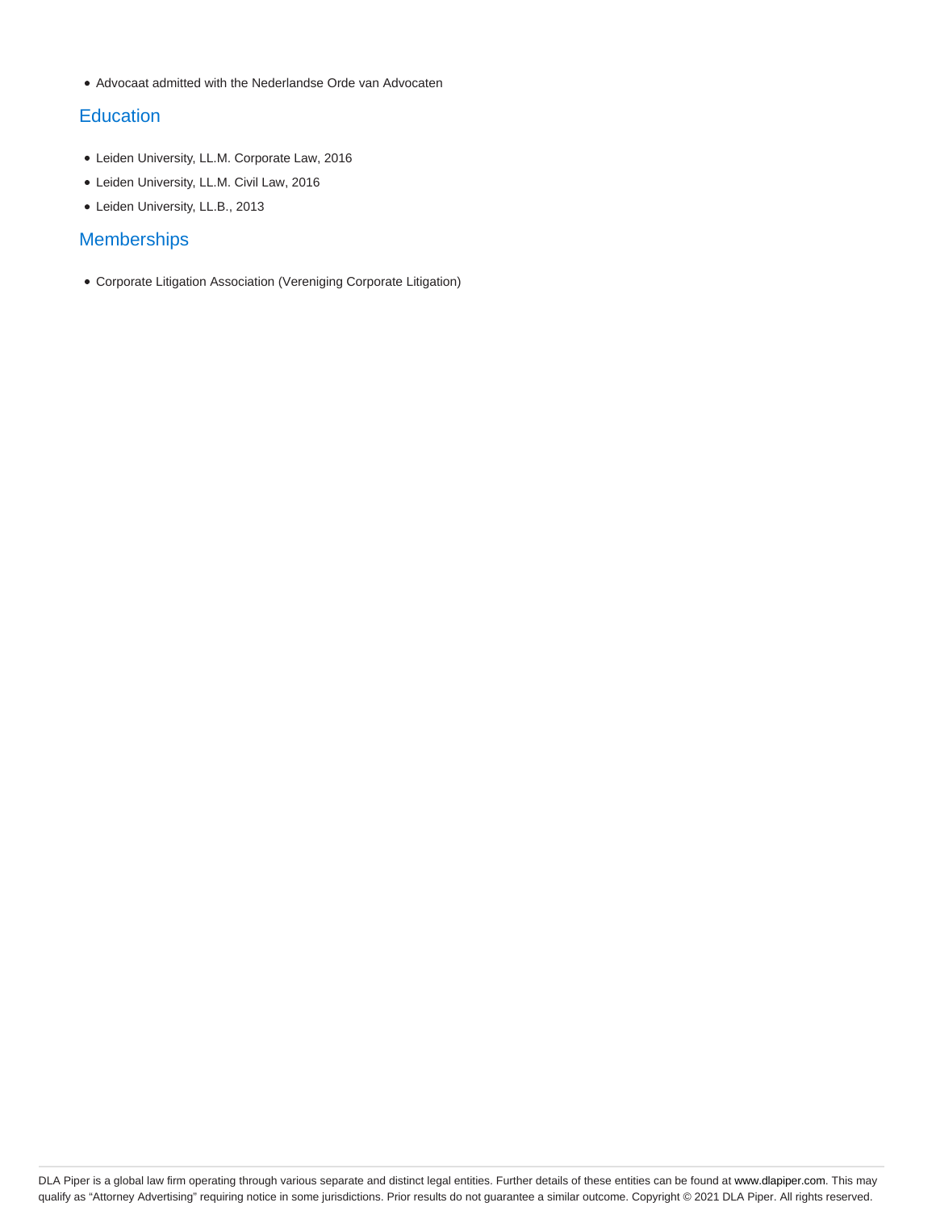- Advocaat admitted with the Nederlandse Orde van Advocaten

## Education

- Leiden University, LL.M. Corporate Law, 2016
- Leiden University, LL.M. Civil Law, 2016
- Leiden University, LL.B., 2013

## Memberships

- Corporate Litigation Association (Vereniging Corporate Litigation)

DLA Piper is a global law firm operating through various separate and distinct legal entities. Further details of these entities can be found at www.dlapiper.com. This may qualify as "Attorney Advertising" requiring notice in some jurisdictions. Prior results do not guarantee a similar outcome. Copyright © 2021 DLA Piper. All rights reserved.